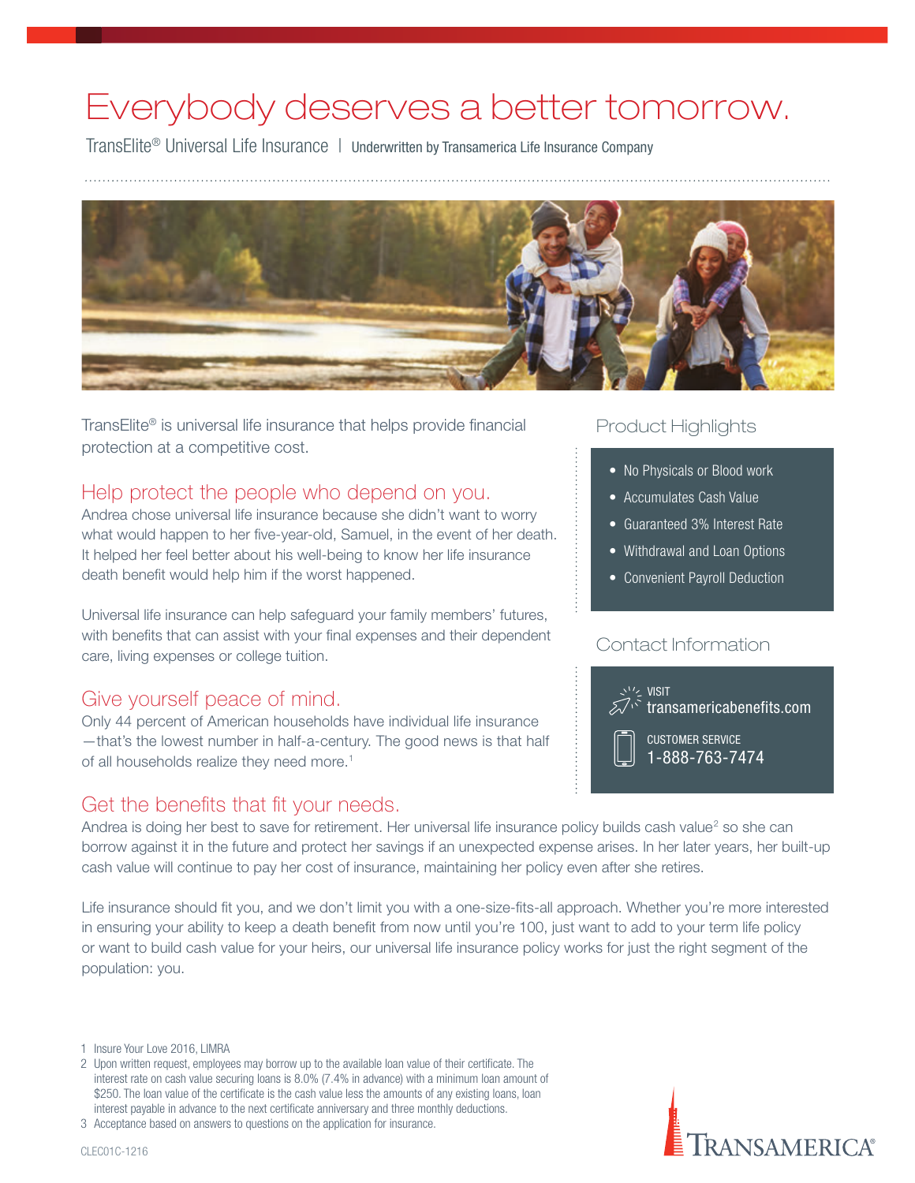# Everybody deserves a better tomorrow.

TransElite® Universal Life Insurance | Underwritten by Transamerica Life Insurance Company

TransElite® is universal life insurance that helps provide financial protection at a competitive cost.

## Help protect the people who depend on you.

Andrea chose universal life insurance because she didn't want to worry what would happen to her five-year-old, Samuel, in the event of her death. It helped her feel better about his well-being to know her life insurance death benefit would help him if the worst happened.

Universal life insurance can help safeguard your family members' futures, with benefits that can assist with your final expenses and their dependent care, living expenses or college tuition.

## Give yourself peace of mind.

Only 44 percent of American households have individual life insurance —that's the lowest number in half-a-century. The good news is that half of all households realize they need more.[1]

## Product Highlights

- No Physicals or Blood work
- Accumulates Cash Value
- Guaranteed 3% Interest Rate
- Withdrawal and Loan Options
- Convenient Payroll Deduction

## Contact Information

VISIT
transamericabenefits.com

CUSTOMER SERVICE
1-888-763-7474

## Get the benefits that fit your needs.

Andrea is doing her best to save for retirement. Her universal life insurance policy builds cash value[2] so she can borrow against it in the future and protect her savings if an unexpected expense arises. In her later years, her built-up cash value will continue to pay her cost of insurance, maintaining her policy even after she retires.

Life insurance should fit you, and we don't limit you with a one-size-fits-all approach. Whether you're more interested in ensuring your ability to keep a death benefit from now until you're 100, just want to add to your term life policy or want to build cash value for your heirs, our universal life insurance policy works for just the right segment of the population: you.

1 Insure Your Love 2016, LIMRA

2 Upon written request, employees may borrow up to the available loan value of their certificate. The interest rate on cash value securing loans is 8.0% (7.4% in advance) with a minimum loan amount of $250. The loan value of the certificate is the cash value less the amounts of any existing loans, loan interest payable in advance to the next certificate anniversary and three monthly deductions.

3 Acceptance based on answers to questions on the application for insurance.

CLEC01C-1216

TRANSAMERICA®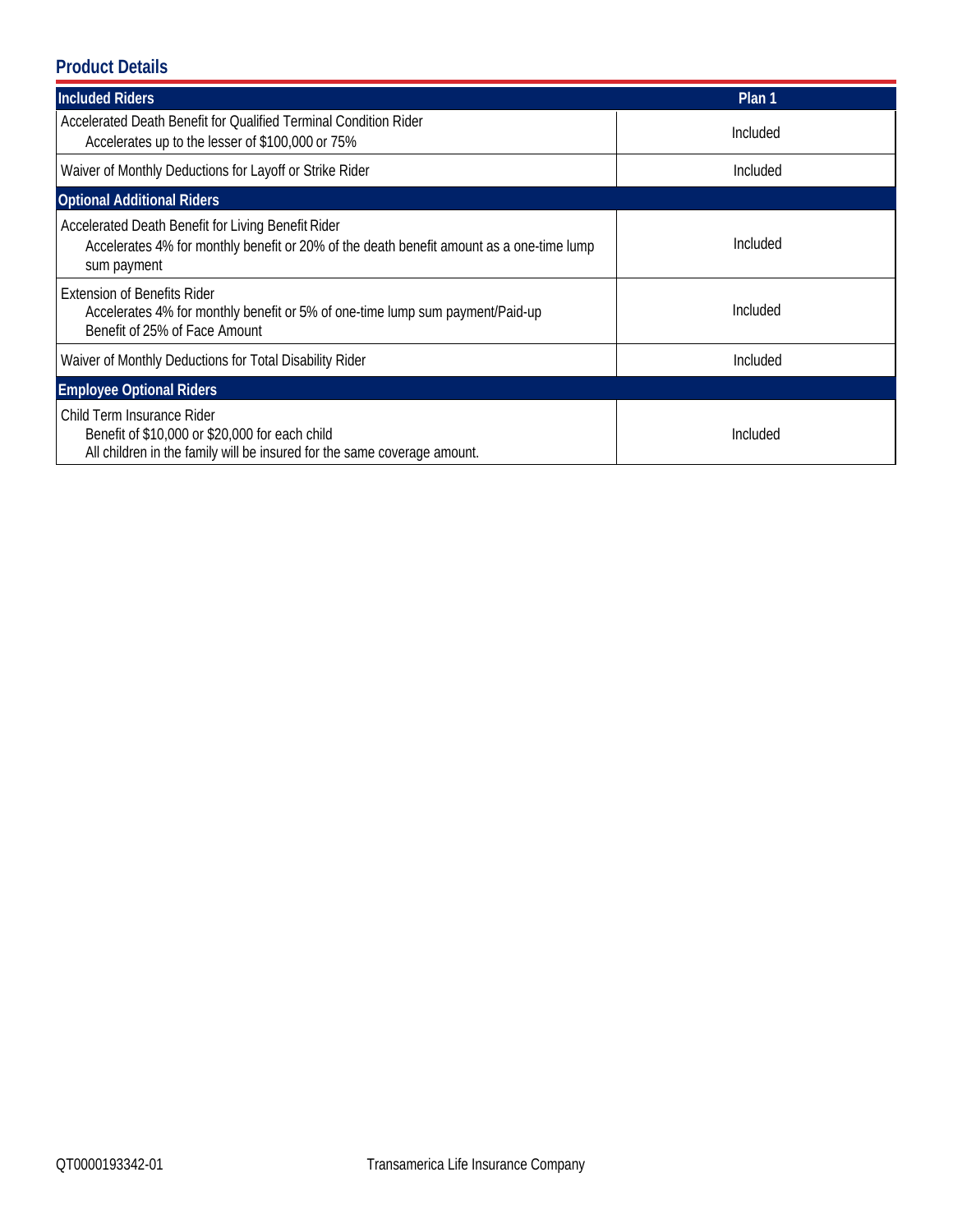## Product Details

| Included Riders | Plan 1 |
|---|---|
| Accelerated Death Benefit for Qualified Terminal Condition Rider<br>Accelerates up to the lesser of $100,000 or 75% | Included |
| Waiver of Monthly Deductions for Layoff or Strike Rider | Included |
| **Optional Additional Riders** | |
| Accelerated Death Benefit for Living Benefit Rider<br>Accelerates 4% for monthly benefit or 20% of the death benefit amount as a one-time lump sum payment | Included |
| Extension of Benefits Rider<br>Accelerates 4% for monthly benefit or 5% of one-time lump sum payment/Paid-up Benefit of 25% of Face Amount | Included |
| Waiver of Monthly Deductions for Total Disability Rider | Included |
| **Employee Optional Riders** | |
| Child Term Insurance Rider<br>Benefit of $10,000 or $20,000 for each child<br>All children in the family will be insured for the same coverage amount. | Included |

QT0000193342-01 Transamerica Life Insurance Company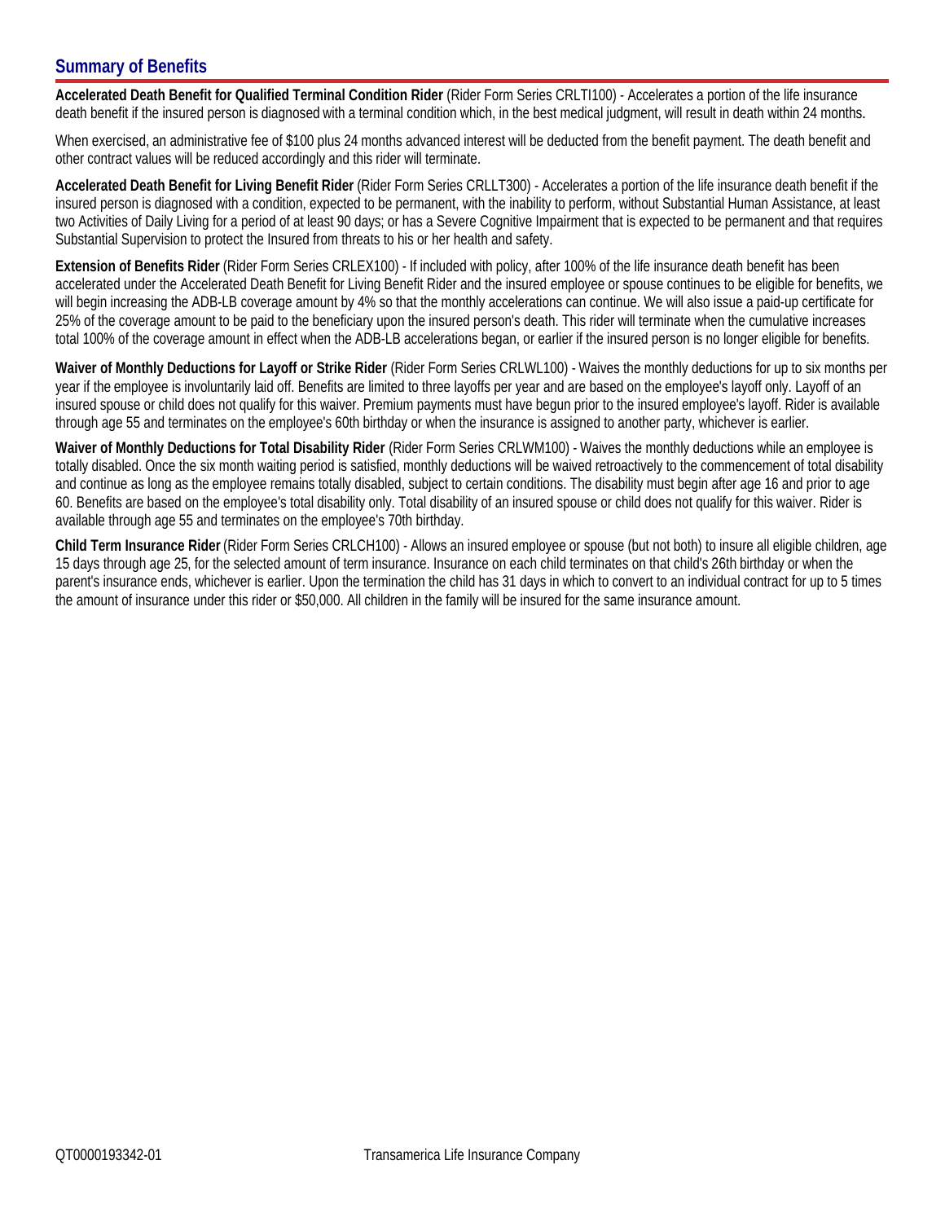## Summary of Benefits

**Accelerated Death Benefit for Qualified Terminal Condition Rider** (Rider Form Series CRLTI100) - Accelerates a portion of the life insurance death benefit if the insured person is diagnosed with a terminal condition which, in the best medical judgment, will result in death within 24 months.

When exercised, an administrative fee of $100 plus 24 months advanced interest will be deducted from the benefit payment. The death benefit and other contract values will be reduced accordingly and this rider will terminate.

**Accelerated Death Benefit for Living Benefit Rider** (Rider Form Series CRLLT300) - Accelerates a portion of the life insurance death benefit if the insured person is diagnosed with a condition, expected to be permanent, with the inability to perform, without Substantial Human Assistance, at least two Activities of Daily Living for a period of at least 90 days; or has a Severe Cognitive Impairment that is expected to be permanent and that requires Substantial Supervision to protect the Insured from threats to his or her health and safety.

**Extension of Benefits Rider** (Rider Form Series CRLEX100) - If included with policy, after 100% of the life insurance death benefit has been accelerated under the Accelerated Death Benefit for Living Benefit Rider and the insured employee or spouse continues to be eligible for benefits, we will begin increasing the ADB-LB coverage amount by 4% so that the monthly accelerations can continue. We will also issue a paid-up certificate for 25% of the coverage amount to be paid to the beneficiary upon the insured person's death. This rider will terminate when the cumulative increases total 100% of the coverage amount in effect when the ADB-LB accelerations began, or earlier if the insured person is no longer eligible for benefits.

**Waiver of Monthly Deductions for Layoff or Strike Rider** (Rider Form Series CRLWL100) - Waives the monthly deductions for up to six months per year if the employee is involuntarily laid off. Benefits are limited to three layoffs per year and are based on the employee's layoff only. Layoff of an insured spouse or child does not qualify for this waiver. Premium payments must have begun prior to the insured employee's layoff. Rider is available through age 55 and terminates on the employee's 60th birthday or when the insurance is assigned to another party, whichever is earlier.

**Waiver of Monthly Deductions for Total Disability Rider** (Rider Form Series CRLWM100) - Waives the monthly deductions while an employee is totally disabled. Once the six month waiting period is satisfied, monthly deductions will be waived retroactively to the commencement of total disability and continue as long as the employee remains totally disabled, subject to certain conditions. The disability must begin after age 16 and prior to age 60. Benefits are based on the employee's total disability only. Total disability of an insured spouse or child does not qualify for this waiver. Rider is available through age 55 and terminates on the employee's 70th birthday.

**Child Term Insurance Rider** (Rider Form Series CRLCH100) - Allows an insured employee or spouse (but not both) to insure all eligible children, age 15 days through age 25, for the selected amount of term insurance. Insurance on each child terminates on that child's 26th birthday or when the parent's insurance ends, whichever is earlier. Upon the termination the child has 31 days in which to convert to an individual contract for up to 5 times the amount of insurance under this rider or $50,000. All children in the family will be insured for the same insurance amount.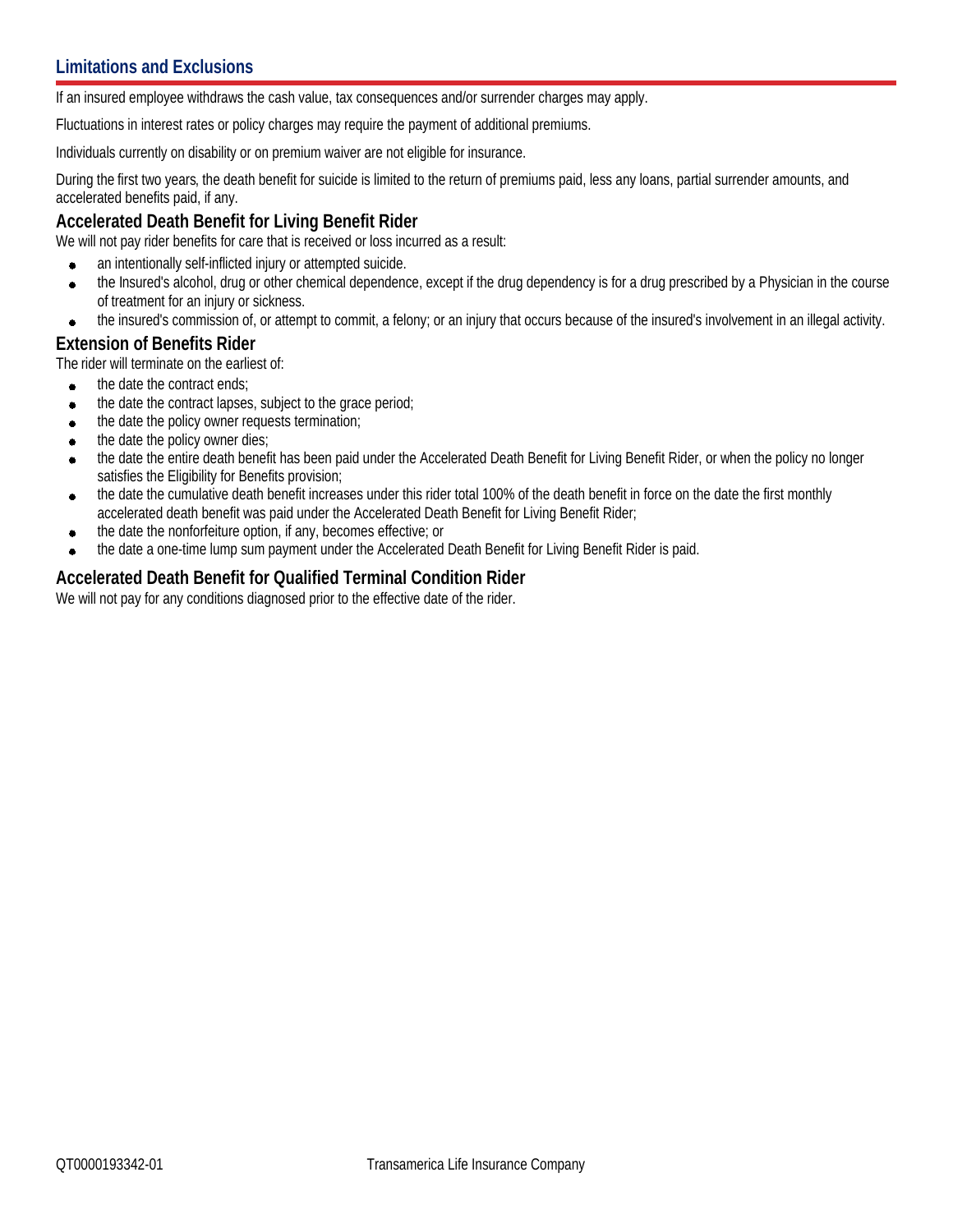## Limitations and Exclusions

If an insured employee withdraws the cash value, tax consequences and/or surrender charges may apply.

Fluctuations in interest rates or policy charges may require the payment of additional premiums.

Individuals currently on disability or on premium waiver are not eligible for insurance.

During the first two years, the death benefit for suicide is limited to the return of premiums paid, less any loans, partial surrender amounts, and accelerated benefits paid, if any.

### Accelerated Death Benefit for Living Benefit Rider

We will not pay rider benefits for care that is received or loss incurred as a result:

- an intentionally self-inflicted injury or attempted suicide.
- the Insured's alcohol, drug or other chemical dependence, except if the drug dependency is for a drug prescribed by a Physician in the course of treatment for an injury or sickness.
- the insured's commission of, or attempt to commit, a felony; or an injury that occurs because of the insured's involvement in an illegal activity.

### Extension of Benefits Rider

The rider will terminate on the earliest of:

- the date the contract ends;
- the date the contract lapses, subject to the grace period;
- the date the policy owner requests termination;
- the date the policy owner dies;
- the date the entire death benefit has been paid under the Accelerated Death Benefit for Living Benefit Rider, or when the policy no longer satisfies the Eligibility for Benefits provision;
- the date the cumulative death benefit increases under this rider total 100% of the death benefit in force on the date the first monthly accelerated death benefit was paid under the Accelerated Death Benefit for Living Benefit Rider;
- the date the nonforfeiture option, if any, becomes effective; or
- the date a one-time lump sum payment under the Accelerated Death Benefit for Living Benefit Rider is paid.

### Accelerated Death Benefit for Qualified Terminal Condition Rider

We will not pay for any conditions diagnosed prior to the effective date of the rider.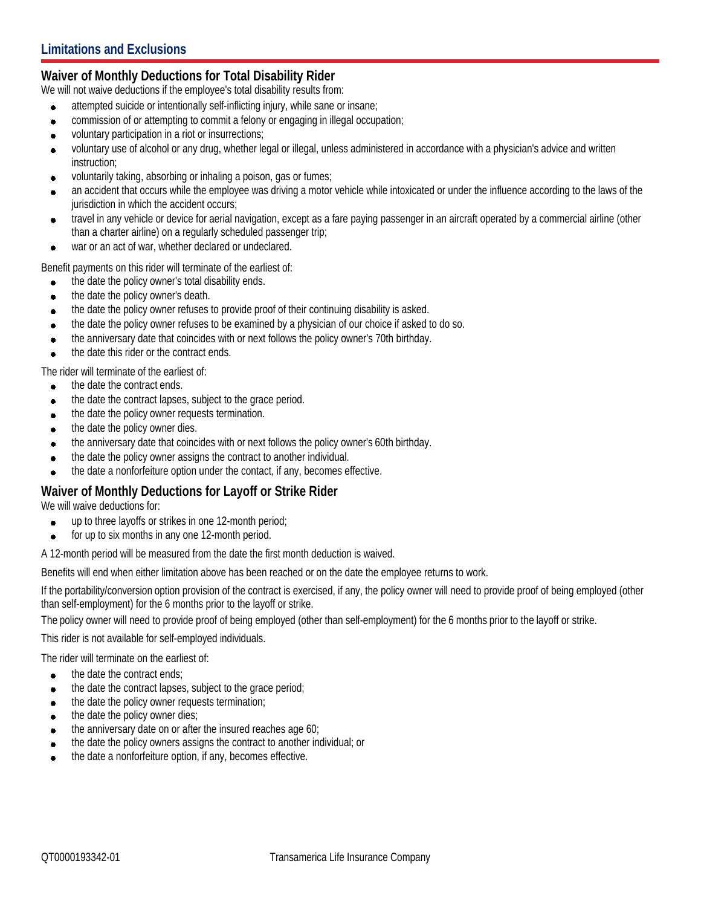## Limitations and Exclusions

### Waiver of Monthly Deductions for Total Disability Rider

We will not waive deductions if the employee's total disability results from:

- attempted suicide or intentionally self-inflicting injury, while sane or insane;
- commission of or attempting to commit a felony or engaging in illegal occupation;
- voluntary participation in a riot or insurrections;
- voluntary use of alcohol or any drug, whether legal or illegal, unless administered in accordance with a physician's advice and written instruction;
- voluntarily taking, absorbing or inhaling a poison, gas or fumes;
- an accident that occurs while the employee was driving a motor vehicle while intoxicated or under the influence according to the laws of the jurisdiction in which the accident occurs;
- travel in any vehicle or device for aerial navigation, except as a fare paying passenger in an aircraft operated by a commercial airline (other than a charter airline) on a regularly scheduled passenger trip;
- war or an act of war, whether declared or undeclared.

Benefit payments on this rider will terminate of the earliest of:

- the date the policy owner's total disability ends.
- the date the policy owner's death.
- the date the policy owner refuses to provide proof of their continuing disability is asked.
- the date the policy owner refuses to be examined by a physician of our choice if asked to do so.
- the anniversary date that coincides with or next follows the policy owner's 70th birthday.
- the date this rider or the contract ends.

The rider will terminate of the earliest of:

- the date the contract ends.
- the date the contract lapses, subject to the grace period.
- the date the policy owner requests termination.
- the date the policy owner dies.
- the anniversary date that coincides with or next follows the policy owner's 60th birthday.
- the date the policy owner assigns the contract to another individual.
- the date a nonforfeiture option under the contact, if any, becomes effective.

### Waiver of Monthly Deductions for Layoff or Strike Rider

We will waive deductions for:

- up to three layoffs or strikes in one 12-month period;
- for up to six months in any one 12-month period.

A 12-month period will be measured from the date the first month deduction is waived.

Benefits will end when either limitation above has been reached or on the date the employee returns to work.

If the portability/conversion option provision of the contract is exercised, if any, the policy owner will need to provide proof of being employed (other than self-employment) for the 6 months prior to the layoff or strike.

The policy owner will need to provide proof of being employed (other than self-employment) for the 6 months prior to the layoff or strike.

This rider is not available for self-employed individuals.

The rider will terminate on the earliest of:

- the date the contract ends;
- the date the contract lapses, subject to the grace period;
- the date the policy owner requests termination;
- the date the policy owner dies;
- the anniversary date on or after the insured reaches age 60;
- the date the policy owners assigns the contract to another individual; or
- the date a nonforfeiture option, if any, becomes effective.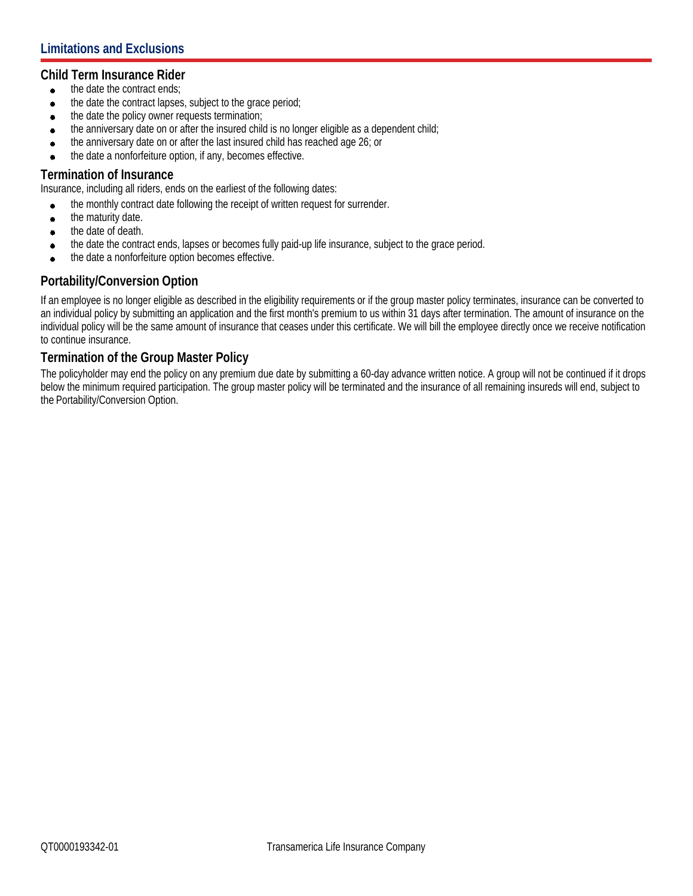## Limitations and Exclusions

### Child Term Insurance Rider

- the date the contract ends;
- the date the contract lapses, subject to the grace period;
- the date the policy owner requests termination;
- the anniversary date on or after the insured child is no longer eligible as a dependent child;
- the anniversary date on or after the last insured child has reached age 26; or
- the date a nonforfeiture option, if any, becomes effective.

### Termination of Insurance

Insurance, including all riders, ends on the earliest of the following dates:

- the monthly contract date following the receipt of written request for surrender.
- the maturity date.
- the date of death.
- the date the contract ends, lapses or becomes fully paid-up life insurance, subject to the grace period.
- the date a nonforfeiture option becomes effective.

### Portability/Conversion Option

If an employee is no longer eligible as described in the eligibility requirements or if the group master policy terminates, insurance can be converted to an individual policy by submitting an application and the first month's premium to us within 31 days after termination. The amount of insurance on the individual policy will be the same amount of insurance that ceases under this certificate. We will bill the employee directly once we receive notification to continue insurance.

### Termination of the Group Master Policy

The policyholder may end the policy on any premium due date by submitting a 60-day advance written notice. A group will not be continued if it drops below the minimum required participation. The group master policy will be terminated and the insurance of all remaining insureds will end, subject to the Portability/Conversion Option.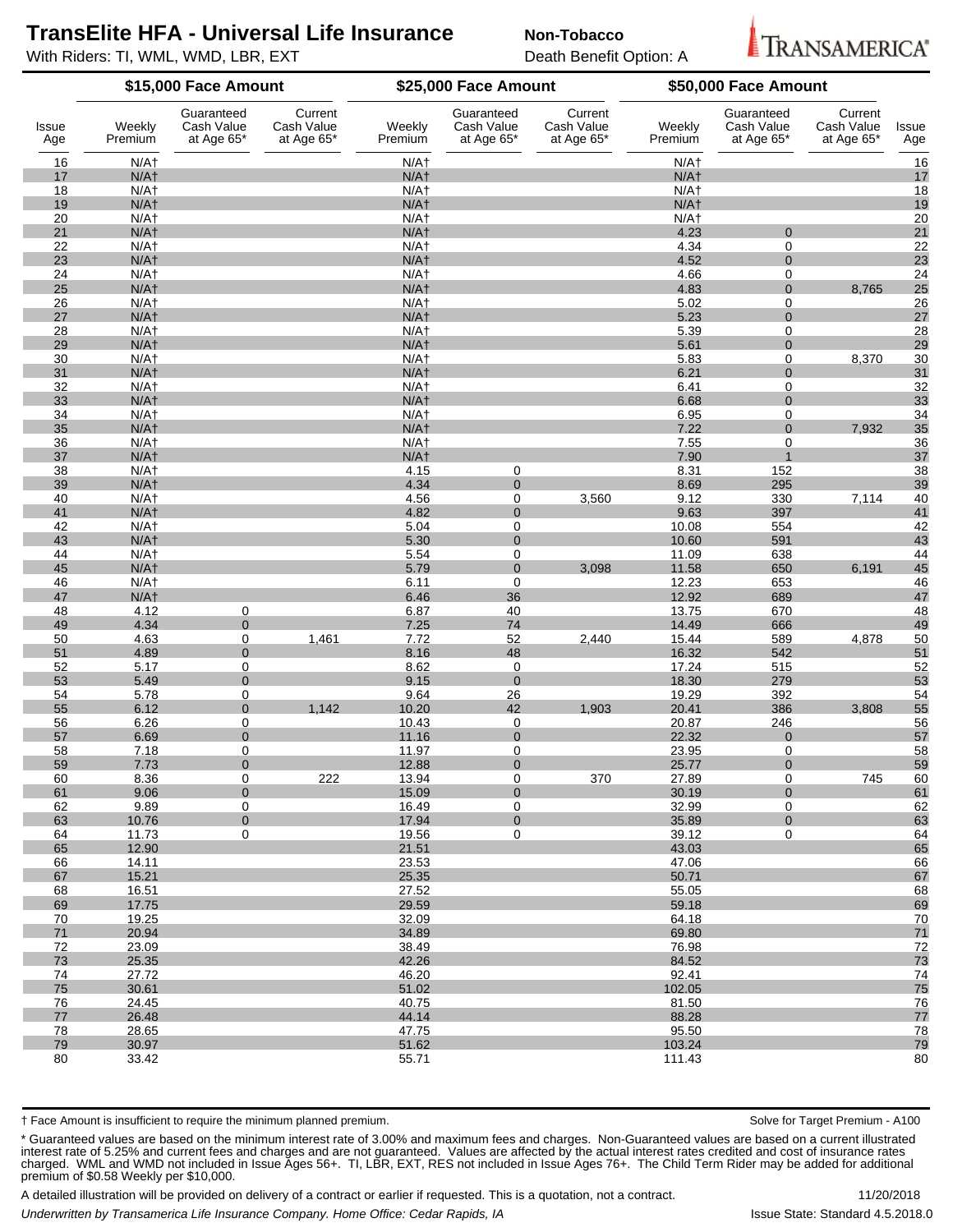# TransElite HFA - Universal Life Insurance

With Riders: TI, WML, WMD, LBR, EXT

**Non-Tobacco**

Death Benefit Option: A

TRANSAMERICA®

| | $15,000 Face Amount | | | $25,000 Face Amount | | | $50,000 Face Amount | | | |
|---|---|---|---|---|---|---|---|---|---|---|
| Issue Age | Weekly Premium | Guaranteed Cash Value at Age 65* | Current Cash Value at Age 65* | Weekly Premium | Guaranteed Cash Value at Age 65* | Current Cash Value at Age 65* | Weekly Premium | Guaranteed Cash Value at Age 65* | Current Cash Value at Age 65* | Issue Age |
| 16 | N/A† | | | N/A† | | | N/A† | | | 16 |
| 17 | N/A† | | | N/A† | | | N/A† | | | 17 |
| 18 | N/A† | | | N/A† | | | N/A† | | | 18 |
| 19 | N/A† | | | N/A† | | | N/A† | | | 19 |
| 20 | N/A† | | | N/A† | | | N/A† | | | 20 |
| 21 | N/A† | | | N/A† | | | 4.23 | 0 | | 21 |
| 22 | N/A† | | | N/A† | | | 4.34 | 0 | | 22 |
| 23 | N/A† | | | N/A† | | | 4.52 | 0 | | 23 |
| 24 | N/A† | | | N/A† | | | 4.66 | 0 | | 24 |
| 25 | N/A† | | | N/A† | | | 4.83 | 0 | 8,765 | 25 |
| 26 | N/A† | | | N/A† | | | 5.02 | 0 | | 26 |
| 27 | N/A† | | | N/A† | | | 5.23 | 0 | | 27 |
| 28 | N/A† | | | N/A† | | | 5.39 | 0 | | 28 |
| 29 | N/A† | | | N/A† | | | 5.61 | 0 | | 29 |
| 30 | N/A† | | | N/A† | | | 5.83 | 0 | 8,370 | 30 |
| 31 | N/A† | | | N/A† | | | 6.21 | 0 | | 31 |
| 32 | N/A† | | | N/A† | | | 6.41 | 0 | | 32 |
| 33 | N/A† | | | N/A† | | | 6.68 | 0 | | 33 |
| 34 | N/A† | | | N/A† | | | 6.95 | 0 | | 34 |
| 35 | N/A† | | | N/A† | | | 7.22 | 0 | 7,932 | 35 |
| 36 | N/A† | | | N/A† | | | 7.55 | 0 | | 36 |
| 37 | N/A† | | | N/A† | | | 7.90 | 1 | | 37 |
| 38 | N/A† | | | 4.15 | 0 | | 8.31 | 152 | | 38 |
| 39 | N/A† | | | 4.34 | 0 | | 8.69 | 295 | | 39 |
| 40 | N/A† | | | 4.56 | 0 | 3,560 | 9.12 | 330 | 7,114 | 40 |
| 41 | N/A† | | | 4.82 | 0 | | 9.63 | 397 | | 41 |
| 42 | N/A† | | | 5.04 | 0 | | 10.08 | 554 | | 42 |
| 43 | N/A† | | | 5.30 | 0 | | 10.60 | 591 | | 43 |
| 44 | N/A† | | | 5.54 | 0 | | 11.09 | 638 | | 44 |
| 45 | N/A† | | | 5.79 | 0 | 3,098 | 11.58 | 650 | 6,191 | 45 |
| 46 | N/A† | | | 6.11 | 0 | | 12.23 | 653 | | 46 |
| 47 | N/A† | | | 6.46 | 36 | | 12.92 | 689 | | 47 |
| 48 | 4.12 | 0 | | 6.87 | 40 | | 13.75 | 670 | | 48 |
| 49 | 4.34 | 0 | | 7.25 | 74 | | 14.49 | 666 | | 49 |
| 50 | 4.63 | 0 | 1,461 | 7.72 | 52 | 2,440 | 15.44 | 589 | 4,878 | 50 |
| 51 | 4.89 | 0 | | 8.16 | 48 | | 16.32 | 542 | | 51 |
| 52 | 5.17 | 0 | | 8.62 | 0 | | 17.24 | 515 | | 52 |
| 53 | 5.49 | 0 | | 9.15 | 0 | | 18.30 | 279 | | 53 |
| 54 | 5.78 | 0 | | 9.64 | 26 | | 19.29 | 392 | | 54 |
| 55 | 6.12 | 0 | 1,142 | 10.20 | 42 | 1,903 | 20.41 | 386 | 3,808 | 55 |
| 56 | 6.26 | 0 | | 10.43 | 0 | | 20.87 | 246 | | 56 |
| 57 | 6.69 | 0 | | 11.16 | 0 | | 22.32 | 0 | | 57 |
| 58 | 7.18 | 0 | | 11.97 | 0 | | 23.95 | 0 | | 58 |
| 59 | 7.73 | 0 | | 12.88 | 0 | | 25.77 | 0 | | 59 |
| 60 | 8.36 | 0 | 222 | 13.94 | 0 | 370 | 27.89 | 0 | 745 | 60 |
| 61 | 9.06 | 0 | | 15.09 | 0 | | 30.19 | 0 | | 61 |
| 62 | 9.89 | 0 | | 16.49 | 0 | | 32.99 | 0 | | 62 |
| 63 | 10.76 | 0 | | 17.94 | 0 | | 35.89 | 0 | | 63 |
| 64 | 11.73 | 0 | | 19.56 | 0 | | 39.12 | 0 | | 64 |
| 65 | 12.90 | | | 21.51 | | | 43.03 | | | 65 |
| 66 | 14.11 | | | 23.53 | | | 47.06 | | | 66 |
| 67 | 15.21 | | | 25.35 | | | 50.71 | | | 67 |
| 68 | 16.51 | | | 27.52 | | | 55.05 | | | 68 |
| 69 | 17.75 | | | 29.59 | | | 59.18 | | | 69 |
| 70 | 19.25 | | | 32.09 | | | 64.18 | | | 70 |
| 71 | 20.94 | | | 34.89 | | | 69.80 | | | 71 |
| 72 | 23.09 | | | 38.49 | | | 76.98 | | | 72 |
| 73 | 25.35 | | | 42.26 | | | 84.52 | | | 73 |
| 74 | 27.72 | | | 46.20 | | | 92.41 | | | 74 |
| 75 | 30.61 | | | 51.02 | | | 102.05 | | | 75 |
| 76 | 24.45 | | | 40.75 | | | 81.50 | | | 76 |
| 77 | 26.48 | | | 44.14 | | | 88.28 | | | 77 |
| 78 | 28.65 | | | 47.75 | | | 95.50 | | | 78 |
| 79 | 30.97 | | | 51.62 | | | 103.24 | | | 79 |
| 80 | 33.42 | | | 55.71 | | | 111.43 | | | 80 |

† Face Amount is insufficient to require the minimum planned premium.

Solve for Target Premium - A100

* Guaranteed values are based on the minimum interest rate of 3.00% and maximum fees and charges. Non-Guaranteed values are based on a current illustrated interest rate of 5.25% and current fees and charges and are not guaranteed. Values are affected by the actual interest rates credited and cost of insurance rates charged. WML and WMD not included in Issue Ages 56+. TI, LBR, EXT, RES not included in Issue Ages 76+. The Child Term Rider may be added for additional premium of $0.58 Weekly per $10,000.

A detailed illustration will be provided on delivery of a contract or earlier if requested. This is a quotation, not a contract.

11/20/2018

*Underwritten by Transamerica Life Insurance Company. Home Office: Cedar Rapids, IA*

Issue State: Standard 4.5.2018.0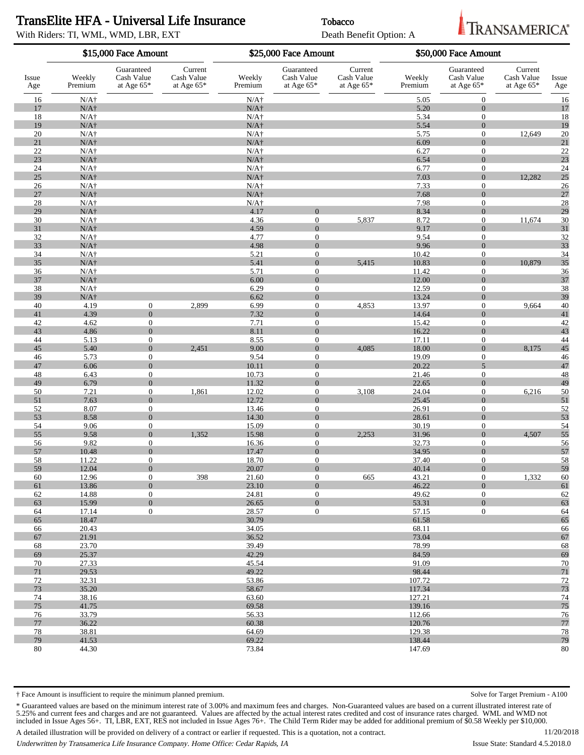# TransElite HFA - Universal Life Insurance

With Riders: TI, WML, WMD, LBR, EXT

**Tobacco**

Death Benefit Option: A

| | $15,000 Face Amount | | | $25,000 Face Amount | | | $50,000 Face Amount | | | |
|---|---|---|---|---|---|---|---|---|---|---|
| Issue Age | Weekly Premium | Guaranteed Cash Value at Age 65* | Current Cash Value at Age 65* | Weekly Premium | Guaranteed Cash Value at Age 65* | Current Cash Value at Age 65* | Weekly Premium | Guaranteed Cash Value at Age 65* | Current Cash Value at Age 65* | Issue Age |
| 16 | N/A† | | | N/A† | | | 5.05 | 0 | | 16 |
| 17 | N/A† | | | N/A† | | | 5.20 | 0 | | 17 |
| 18 | N/A† | | | N/A† | | | 5.34 | 0 | | 18 |
| 19 | N/A† | | | N/A† | | | 5.54 | 0 | | 19 |
| 20 | N/A† | | | N/A† | | | 5.75 | 0 | 12,649 | 20 |
| 21 | N/A† | | | N/A† | | | 6.09 | 0 | | 21 |
| 22 | N/A† | | | N/A† | | | 6.27 | 0 | | 22 |
| 23 | N/A† | | | N/A† | | | 6.54 | 0 | | 23 |
| 24 | N/A† | | | N/A† | | | 6.77 | 0 | | 24 |
| 25 | N/A† | | | N/A† | | | 7.03 | 0 | 12,282 | 25 |
| 26 | N/A† | | | N/A† | | | 7.33 | 0 | | 26 |
| 27 | N/A† | | | N/A† | | | 7.68 | 0 | | 27 |
| 28 | N/A† | | | N/A† | | | 7.98 | 0 | | 28 |
| 29 | N/A† | | | 4.17 | 0 | | 8.34 | 0 | | 29 |
| 30 | N/A† | | | 4.36 | 0 | 5,837 | 8.72 | 0 | 11,674 | 30 |
| 31 | N/A† | | | 4.59 | 0 | | 9.17 | 0 | | 31 |
| 32 | N/A† | | | 4.77 | 0 | | 9.54 | 0 | | 32 |
| 33 | N/A† | | | 4.98 | 0 | | 9.96 | 0 | | 33 |
| 34 | N/A† | | | 5.21 | 0 | | 10.42 | 0 | | 34 |
| 35 | N/A† | | | 5.41 | 0 | 5,415 | 10.83 | 0 | 10,879 | 35 |
| 36 | N/A† | | | 5.71 | 0 | | 11.42 | 0 | | 36 |
| 37 | N/A† | | | 6.00 | 0 | | 12.00 | 0 | | 37 |
| 38 | N/A† | | | 6.29 | 0 | | 12.59 | 0 | | 38 |
| 39 | N/A† | | | 6.62 | 0 | | 13.24 | 0 | | 39 |
| 40 | 4.19 | 0 | 2,899 | 6.99 | 0 | 4,853 | 13.97 | 0 | 9,664 | 40 |
| 41 | 4.39 | 0 | | 7.32 | 0 | | 14.64 | 0 | | 41 |
| 42 | 4.62 | 0 | | 7.71 | 0 | | 15.42 | 0 | | 42 |
| 43 | 4.86 | 0 | | 8.11 | 0 | | 16.22 | 0 | | 43 |
| 44 | 5.13 | 0 | | 8.55 | 0 | | 17.11 | 0 | | 44 |
| 45 | 5.40 | 0 | 2,451 | 9.00 | 0 | 4,085 | 18.00 | 0 | 8,175 | 45 |
| 46 | 5.73 | 0 | | 9.54 | 0 | | 19.09 | 0 | | 46 |
| 47 | 6.06 | 0 | | 10.11 | 0 | | 20.22 | 5 | | 47 |
| 48 | 6.43 | 0 | | 10.73 | 0 | | 21.46 | 0 | | 48 |
| 49 | 6.79 | 0 | | 11.32 | 0 | | 22.65 | 0 | | 49 |
| 50 | 7.21 | 0 | 1,861 | 12.02 | 0 | 3,108 | 24.04 | 0 | 6,216 | 50 |
| 51 | 7.63 | 0 | | 12.72 | 0 | | 25.45 | 0 | | 51 |
| 52 | 8.07 | 0 | | 13.46 | 0 | | 26.91 | 0 | | 52 |
| 53 | 8.58 | 0 | | 14.30 | 0 | | 28.61 | 0 | | 53 |
| 54 | 9.06 | 0 | | 15.09 | 0 | | 30.19 | 0 | | 54 |
| 55 | 9.58 | 0 | 1,352 | 15.98 | 0 | 2,253 | 31.96 | 0 | 4,507 | 55 |
| 56 | 9.82 | 0 | | 16.36 | 0 | | 32.73 | 0 | | 56 |
| 57 | 10.48 | 0 | | 17.47 | 0 | | 34.95 | 0 | | 57 |
| 58 | 11.22 | 0 | | 18.70 | 0 | | 37.40 | 0 | | 58 |
| 59 | 12.04 | 0 | | 20.07 | 0 | | 40.14 | 0 | | 59 |
| 60 | 12.96 | 0 | 398 | 21.60 | 0 | 665 | 43.21 | 0 | 1,332 | 60 |
| 61 | 13.86 | 0 | | 23.10 | 0 | | 46.22 | 0 | | 61 |
| 62 | 14.88 | 0 | | 24.81 | 0 | | 49.62 | 0 | | 62 |
| 63 | 15.99 | 0 | | 26.65 | 0 | | 53.31 | 0 | | 63 |
| 64 | 17.14 | 0 | | 28.57 | 0 | | 57.15 | 0 | | 64 |
| 65 | 18.47 | | | 30.79 | | | 61.58 | | | 65 |
| 66 | 20.43 | | | 34.05 | | | 68.11 | | | 66 |
| 67 | 21.91 | | | 36.52 | | | 73.04 | | | 67 |
| 68 | 23.70 | | | 39.49 | | | 78.99 | | | 68 |
| 69 | 25.37 | | | 42.29 | | | 84.59 | | | 69 |
| 70 | 27.33 | | | 45.54 | | | 91.09 | | | 70 |
| 71 | 29.53 | | | 49.22 | | | 98.44 | | | 71 |
| 72 | 32.31 | | | 53.86 | | | 107.72 | | | 72 |
| 73 | 35.20 | | | 58.67 | | | 117.34 | | | 73 |
| 74 | 38.16 | | | 63.60 | | | 127.21 | | | 74 |
| 75 | 41.75 | | | 69.58 | | | 139.16 | | | 75 |
| 76 | 33.79 | | | 56.33 | | | 112.66 | | | 76 |
| 77 | 36.22 | | | 60.38 | | | 120.76 | | | 77 |
| 78 | 38.81 | | | 64.69 | | | 129.38 | | | 78 |
| 79 | 41.53 | | | 69.22 | | | 138.44 | | | 79 |
| 80 | 44.30 | | | 73.84 | | | 147.69 | | | 80 |

† Face Amount is insufficient to require the minimum planned premium.

Solve for Target Premium - A100

* Guaranteed values are based on the minimum interest rate of 3.00% and maximum fees and charges. Non-Guaranteed values are based on a current illustrated interest rate of 5.25% and current fees and charges and are not guaranteed. Values are affected by the actual interest rates credited and cost of insurance rates charged. WML and WMD not included in Issue Ages 56+. TI, LBR, EXT, RES not included in Issue Ages 76+. The Child Term Rider may be added for additional premium of $0.58 Weekly per $10,000.

A detailed illustration will be provided on delivery of a contract or earlier if requested. This is a quotation, not a contract.

11/20/2018

*Underwritten by Transamerica Life Insurance Company. Home Office: Cedar Rapids, IA*

Issue State: Standard 4.5.2018.0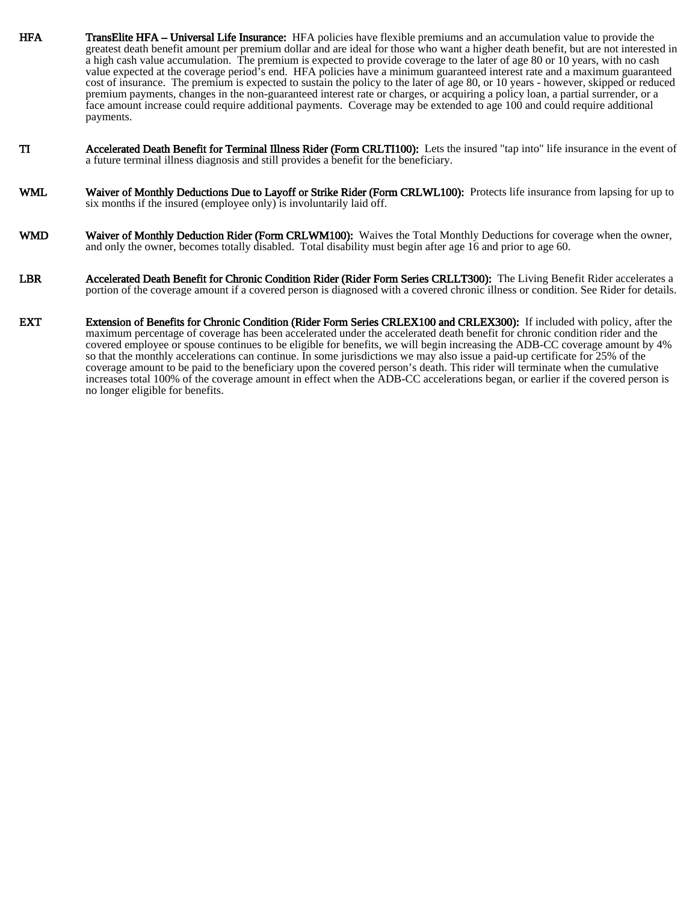**HFA** **TransElite HFA – Universal Life Insurance:** HFA policies have flexible premiums and an accumulation value to provide the greatest death benefit amount per premium dollar and are ideal for those who want a higher death benefit, but are not interested in a high cash value accumulation. The premium is expected to provide coverage to the later of age 80 or 10 years, with no cash value expected at the coverage period's end. HFA policies have a minimum guaranteed interest rate and a maximum guaranteed cost of insurance. The premium is expected to sustain the policy to the later of age 80, or 10 years - however, skipped or reduced premium payments, changes in the non-guaranteed interest rate or charges, or acquiring a policy loan, a partial surrender, or a face amount increase could require additional payments. Coverage may be extended to age 100 and could require additional payments.

**TI** **Accelerated Death Benefit for Terminal Illness Rider (Form CRLTI100):** Lets the insured "tap into" life insurance in the event of a future terminal illness diagnosis and still provides a benefit for the beneficiary.

**WML** **Waiver of Monthly Deductions Due to Layoff or Strike Rider (Form CRLWL100):** Protects life insurance from lapsing for up to six months if the insured (employee only) is involuntarily laid off.

**WMD** **Waiver of Monthly Deduction Rider (Form CRLWM100):** Waives the Total Monthly Deductions for coverage when the owner, and only the owner, becomes totally disabled. Total disability must begin after age 16 and prior to age 60.

**LBR** **Accelerated Death Benefit for Chronic Condition Rider (Rider Form Series CRLLT300):** The Living Benefit Rider accelerates a portion of the coverage amount if a covered person is diagnosed with a covered chronic illness or condition. See Rider for details.

**EXT** **Extension of Benefits for Chronic Condition (Rider Form Series CRLEX100 and CRLEX300):** If included with policy, after the maximum percentage of coverage has been accelerated under the accelerated death benefit for chronic condition rider and the covered employee or spouse continues to be eligible for benefits, we will begin increasing the ADB-CC coverage amount by 4% so that the monthly accelerations can continue. In some jurisdictions we may also issue a paid-up certificate for 25% of the coverage amount to be paid to the beneficiary upon the covered person's death. This rider will terminate when the cumulative increases total 100% of the coverage amount in effect when the ADB-CC accelerations began, or earlier if the covered person is no longer eligible for benefits.